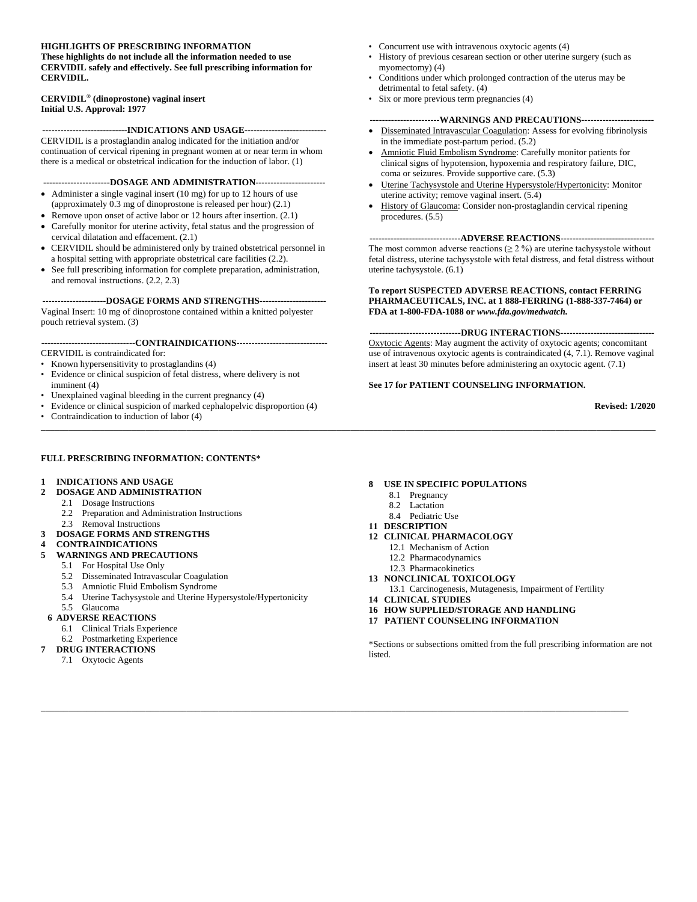**HIGHLIGHTS OF PRESCRIBING INFORMATION**
**These highlights do not include all the information needed to use CERVIDIL safely and effectively. See full prescribing information for CERVIDIL.**

**CERVIDIL® (dinoprostone) vaginal insert**
**Initial U.S. Approval: 1977**

**----------------------------INDICATIONS AND USAGE---------------------------**

CERVIDIL is a prostaglandin analog indicated for the initiation and/or continuation of cervical ripening in pregnant women at or near term in whom there is a medical or obstetrical indication for the induction of labor. (1)

**----------------------DOSAGE AND ADMINISTRATION-----------------------**

- Administer a single vaginal insert (10 mg) for up to 12 hours of use (approximately 0.3 mg of dinoprostone is released per hour) (2.1)
- Remove upon onset of active labor or 12 hours after insertion. (2.1)
- Carefully monitor for uterine activity, fetal status and the progression of cervical dilatation and effacement. (2.1)
- CERVIDIL should be administered only by trained obstetrical personnel in a hospital setting with appropriate obstetrical care facilities (2.2).
- See full prescribing information for complete preparation, administration, and removal instructions. (2.2, 2.3)

**---------------------DOSAGE FORMS AND STRENGTHS----------------------**

Vaginal Insert: 10 mg of dinoprostone contained within a knitted polyester pouch retrieval system. (3)

**-------------------------------CONTRAINDICATIONS------------------------------**

CERVIDIL is contraindicated for:

- Known hypersensitivity to prostaglandins (4)
- Evidence or clinical suspicion of fetal distress, where delivery is not imminent (4)
- Unexplained vaginal bleeding in the current pregnancy (4)
- Evidence or clinical suspicion of marked cephalopelvic disproportion (4)
- Contraindication to induction of labor (4)
- Concurrent use with intravenous oxytocic agents (4)
- History of previous cesarean section or other uterine surgery (such as myomectomy) (4)
- Conditions under which prolonged contraction of the uterus may be detrimental to fetal safety. (4)
- Six or more previous term pregnancies (4)

**-----------------------WARNINGS AND PRECAUTIONS------------------------**

- Disseminated Intravascular Coagulation: Assess for evolving fibrinolysis in the immediate post-partum period. (5.2)
- Amniotic Fluid Embolism Syndrome: Carefully monitor patients for clinical signs of hypotension, hypoxemia and respiratory failure, DIC, coma or seizures. Provide supportive care. (5.3)
- Uterine Tachysystole and Uterine Hypersystole/Hypertonicity: Monitor uterine activity; remove vaginal insert. (5.4)
- History of Glaucoma: Consider non-prostaglandin cervical ripening procedures. (5.5)

**------------------------------ADVERSE REACTIONS-------------------------------**

The most common adverse reactions (≥ 2 %) are uterine tachysystole without fetal distress, uterine tachysystole with fetal distress, and fetal distress without uterine tachysystole. (6.1)

**To report SUSPECTED ADVERSE REACTIONS, contact FERRING PHARMACEUTICALS, INC. at 1 888-FERRING (1-888-337-7464) or FDA at 1-800-FDA-1088 or *www.fda.gov/medwatch.***

**------------------------------DRUG INTERACTIONS-------------------------------**

Oxytocic Agents: May augment the activity of oxytocic agents; concomitant use of intravenous oxytocic agents is contraindicated (4, 7.1). Remove vaginal insert at least 30 minutes before administering an oxytocic agent. (7.1)

**See 17 for PATIENT COUNSELING INFORMATION.**

**Revised: 1/2020**

---

**FULL PRESCRIBING INFORMATION: CONTENTS***

**1 INDICATIONS AND USAGE**
**2 DOSAGE AND ADMINISTRATION**
- 2.1 Dosage Instructions
- 2.2 Preparation and Administration Instructions
- 2.3 Removal Instructions

**3 DOSAGE FORMS AND STRENGTHS**
**4 CONTRAINDICATIONS**
**5 WARNINGS AND PRECAUTIONS**
- 5.1 For Hospital Use Only
- 5.2 Disseminated Intravascular Coagulation
- 5.3 Amniotic Fluid Embolism Syndrome
- 5.4 Uterine Tachysystole and Uterine Hypersystole/Hypertonicity
- 5.5 Glaucoma

**6 ADVERSE REACTIONS**
- 6.1 Clinical Trials Experience
- 6.2 Postmarketing Experience

**7 DRUG INTERACTIONS**
- 7.1 Oxytocic Agents

**8 USE IN SPECIFIC POPULATIONS**
- 8.1 Pregnancy
- 8.2 Lactation
- 8.4 Pediatric Use

**11 DESCRIPTION**
**12 CLINICAL PHARMACOLOGY**
- 12.1 Mechanism of Action
- 12.2 Pharmacodynamics
- 12.3 Pharmacokinetics

**13 NONCLINICAL TOXICOLOGY**
- 13.1 Carcinogenesis, Mutagenesis, Impairment of Fertility

**14 CLINICAL STUDIES**
**16 HOW SUPPLIED/STORAGE AND HANDLING**
**17 PATIENT COUNSELING INFORMATION**

*Sections or subsections omitted from the full prescribing information are not listed.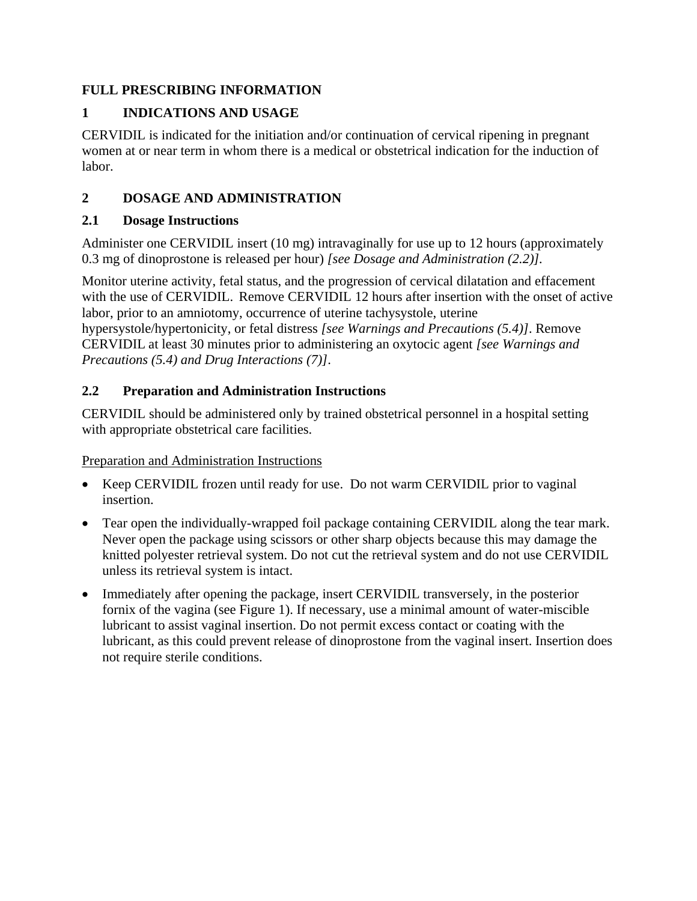# FULL PRESCRIBING INFORMATION

## 1 INDICATIONS AND USAGE

CERVIDIL is indicated for the initiation and/or continuation of cervical ripening in pregnant women at or near term in whom there is a medical or obstetrical indication for the induction of labor.

## 2 DOSAGE AND ADMINISTRATION

### 2.1 Dosage Instructions

Administer one CERVIDIL insert (10 mg) intravaginally for use up to 12 hours (approximately 0.3 mg of dinoprostone is released per hour) *[see Dosage and Administration (2.2)]*.

Monitor uterine activity, fetal status, and the progression of cervical dilatation and effacement with the use of CERVIDIL. Remove CERVIDIL 12 hours after insertion with the onset of active labor, prior to an amniotomy, occurrence of uterine tachysystole, uterine hypersystole/hypertonicity, or fetal distress *[see Warnings and Precautions (5.4)]*. Remove CERVIDIL at least 30 minutes prior to administering an oxytocic agent *[see Warnings and Precautions (5.4) and Drug Interactions (7)]*.

### 2.2 Preparation and Administration Instructions

CERVIDIL should be administered only by trained obstetrical personnel in a hospital setting with appropriate obstetrical care facilities.

<u>Preparation and Administration Instructions</u>

- Keep CERVIDIL frozen until ready for use. Do not warm CERVIDIL prior to vaginal insertion.
- Tear open the individually-wrapped foil package containing CERVIDIL along the tear mark. Never open the package using scissors or other sharp objects because this may damage the knitted polyester retrieval system. Do not cut the retrieval system and do not use CERVIDIL unless its retrieval system is intact.
- Immediately after opening the package, insert CERVIDIL transversely, in the posterior fornix of the vagina (see Figure 1). If necessary, use a minimal amount of water-miscible lubricant to assist vaginal insertion. Do not permit excess contact or coating with the lubricant, as this could prevent release of dinoprostone from the vaginal insert. Insertion does not require sterile conditions.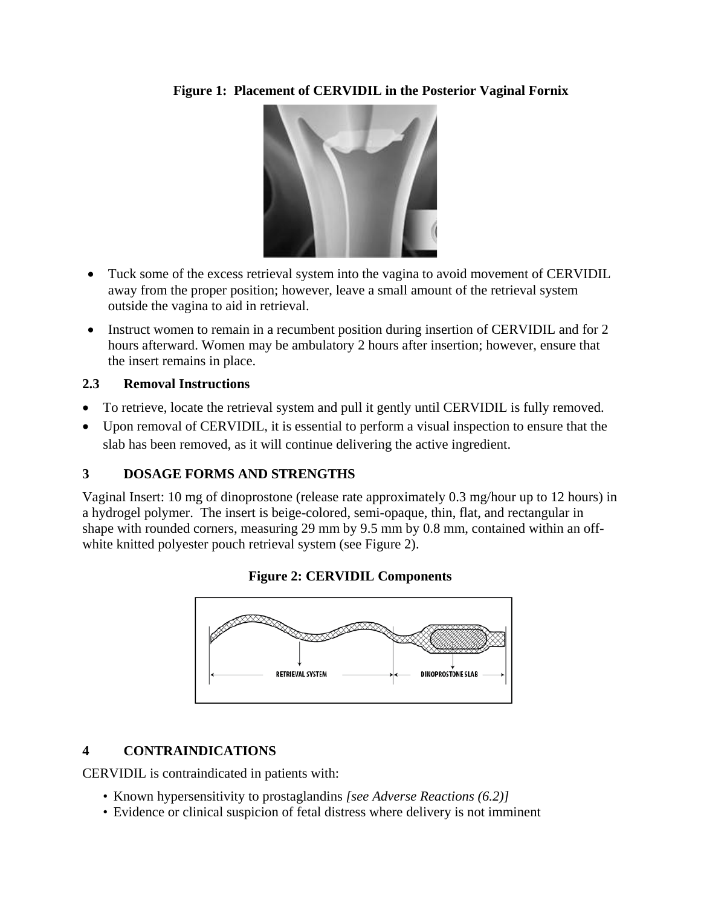**Figure 1: Placement of CERVIDIL in the Posterior Vaginal Fornix**

- Tuck some of the excess retrieval system into the vagina to avoid movement of CERVIDIL away from the proper position; however, leave a small amount of the retrieval system outside the vagina to aid in retrieval.
- Instruct women to remain in a recumbent position during insertion of CERVIDIL and for 2 hours afterward. Women may be ambulatory 2 hours after insertion; however, ensure that the insert remains in place.

### 2.3 Removal Instructions

- To retrieve, locate the retrieval system and pull it gently until CERVIDIL is fully removed.
- Upon removal of CERVIDIL, it is essential to perform a visual inspection to ensure that the slab has been removed, as it will continue delivering the active ingredient.

## 3 DOSAGE FORMS AND STRENGTHS

Vaginal Insert: 10 mg of dinoprostone (release rate approximately 0.3 mg/hour up to 12 hours) in a hydrogel polymer. The insert is beige-colored, semi-opaque, thin, flat, and rectangular in shape with rounded corners, measuring 29 mm by 9.5 mm by 0.8 mm, contained within an off-white knitted polyester pouch retrieval system (see Figure 2).

**Figure 2: CERVIDIL Components**

## 4 CONTRAINDICATIONS

CERVIDIL is contraindicated in patients with:

- Known hypersensitivity to prostaglandins *[see Adverse Reactions (6.2)]*
- Evidence or clinical suspicion of fetal distress where delivery is not imminent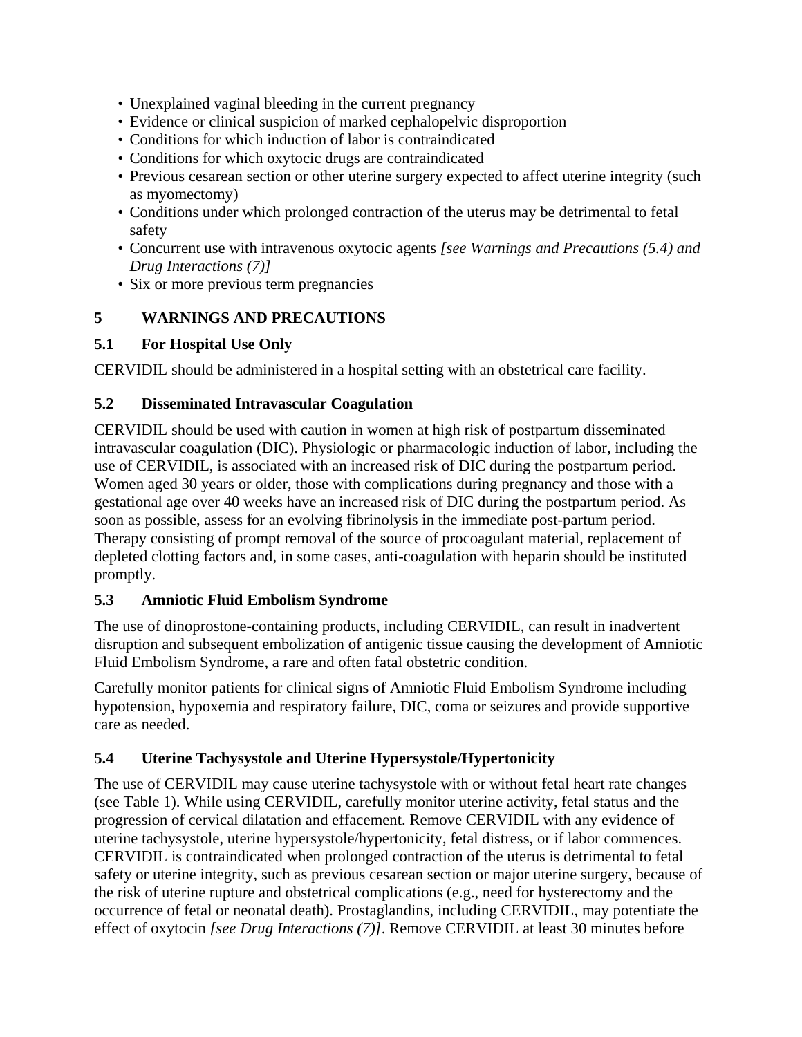- Unexplained vaginal bleeding in the current pregnancy
- Evidence or clinical suspicion of marked cephalopelvic disproportion
- Conditions for which induction of labor is contraindicated
- Conditions for which oxytocic drugs are contraindicated
- Previous cesarean section or other uterine surgery expected to affect uterine integrity (such as myomectomy)
- Conditions under which prolonged contraction of the uterus may be detrimental to fetal safety
- Concurrent use with intravenous oxytocic agents *[see Warnings and Precautions (5.4) and Drug Interactions (7)]*
- Six or more previous term pregnancies

## 5 WARNINGS AND PRECAUTIONS

### 5.1 For Hospital Use Only

CERVIDIL should be administered in a hospital setting with an obstetrical care facility.

### 5.2 Disseminated Intravascular Coagulation

CERVIDIL should be used with caution in women at high risk of postpartum disseminated intravascular coagulation (DIC). Physiologic or pharmacologic induction of labor, including the use of CERVIDIL, is associated with an increased risk of DIC during the postpartum period. Women aged 30 years or older, those with complications during pregnancy and those with a gestational age over 40 weeks have an increased risk of DIC during the postpartum period. As soon as possible, assess for an evolving fibrinolysis in the immediate post-partum period. Therapy consisting of prompt removal of the source of procoagulant material, replacement of depleted clotting factors and, in some cases, anti-coagulation with heparin should be instituted promptly.

### 5.3 Amniotic Fluid Embolism Syndrome

The use of dinoprostone-containing products, including CERVIDIL, can result in inadvertent disruption and subsequent embolization of antigenic tissue causing the development of Amniotic Fluid Embolism Syndrome, a rare and often fatal obstetric condition.

Carefully monitor patients for clinical signs of Amniotic Fluid Embolism Syndrome including hypotension, hypoxemia and respiratory failure, DIC, coma or seizures and provide supportive care as needed.

### 5.4 Uterine Tachysystole and Uterine Hypersystole/Hypertonicity

The use of CERVIDIL may cause uterine tachysystole with or without fetal heart rate changes (see Table 1). While using CERVIDIL, carefully monitor uterine activity, fetal status and the progression of cervical dilatation and effacement. Remove CERVIDIL with any evidence of uterine tachysystole, uterine hypersystole/hypertonicity, fetal distress, or if labor commences. CERVIDIL is contraindicated when prolonged contraction of the uterus is detrimental to fetal safety or uterine integrity, such as previous cesarean section or major uterine surgery, because of the risk of uterine rupture and obstetrical complications (e.g., need for hysterectomy and the occurrence of fetal or neonatal death). Prostaglandins, including CERVIDIL, may potentiate the effect of oxytocin *[see Drug Interactions (7)]*. Remove CERVIDIL at least 30 minutes before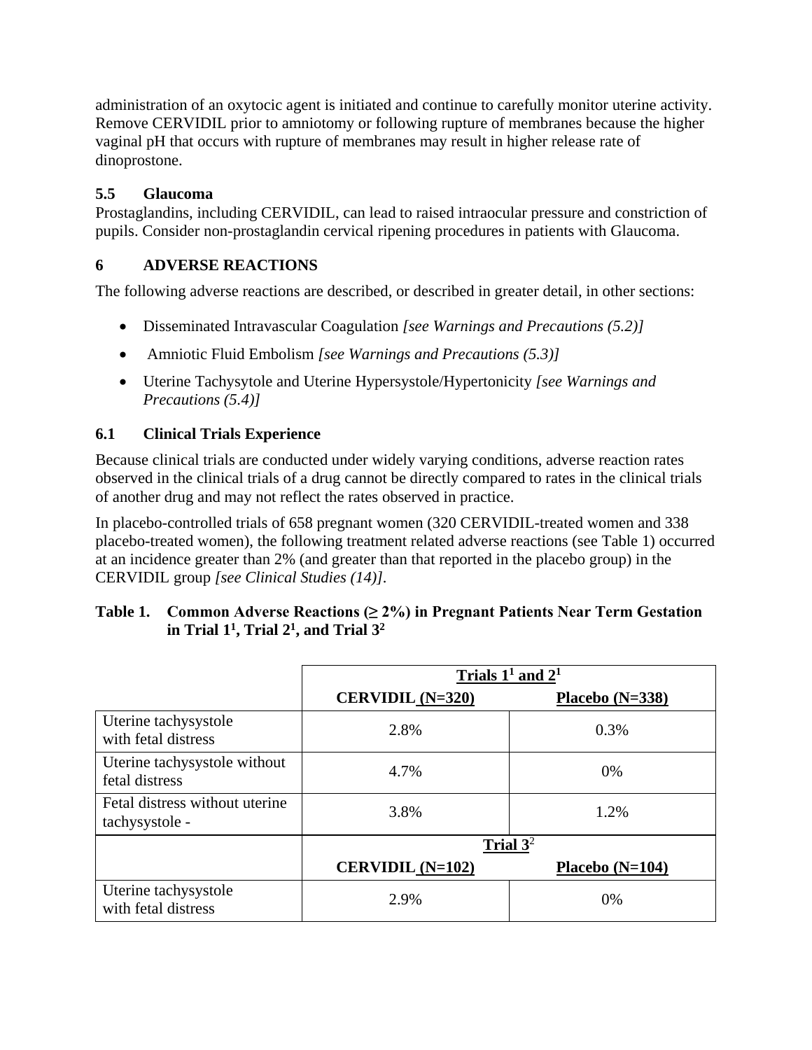administration of an oxytocic agent is initiated and continue to carefully monitor uterine activity. Remove CERVIDIL prior to amniotomy or following rupture of membranes because the higher vaginal pH that occurs with rupture of membranes may result in higher release rate of dinoprostone.

### 5.5 Glaucoma

Prostaglandins, including CERVIDIL, can lead to raised intraocular pressure and constriction of pupils. Consider non-prostaglandin cervical ripening procedures in patients with Glaucoma.

## 6 ADVERSE REACTIONS

The following adverse reactions are described, or described in greater detail, in other sections:

- Disseminated Intravascular Coagulation *[see Warnings and Precautions (5.2)]*
- Amniotic Fluid Embolism *[see Warnings and Precautions (5.3)]*
- Uterine Tachysytole and Uterine Hypersystole/Hypertonicity *[see Warnings and Precautions (5.4)]*

### 6.1 Clinical Trials Experience

Because clinical trials are conducted under widely varying conditions, adverse reaction rates observed in the clinical trials of a drug cannot be directly compared to rates in the clinical trials of another drug and may not reflect the rates observed in practice.

In placebo-controlled trials of 658 pregnant women (320 CERVIDIL-treated women and 338 placebo-treated women), the following treatment related adverse reactions (see Table 1) occurred at an incidence greater than 2% (and greater than that reported in the placebo group) in the CERVIDIL group *[see Clinical Studies (14)]*.

**Table 1. Common Adverse Reactions (≥ 2%) in Pregnant Patients Near Term Gestation in Trial 1[1], Trial 2[1], and Trial 3[2]**

| | Trials 1[1] and 2[1] | |
|---|---|---|
| | **CERVIDIL (N=320)** | **Placebo (N=338)** |
| Uterine tachysystole with fetal distress | 2.8% | 0.3% |
| Uterine tachysystole without fetal distress | 4.7% | 0% |
| Fetal distress without uterine tachysystole - | 3.8% | 1.2% |
| | **Trial 3[2]** | |
| | **CERVIDIL (N=102)** | **Placebo (N=104)** |
| Uterine tachysystole with fetal distress | 2.9% | 0% |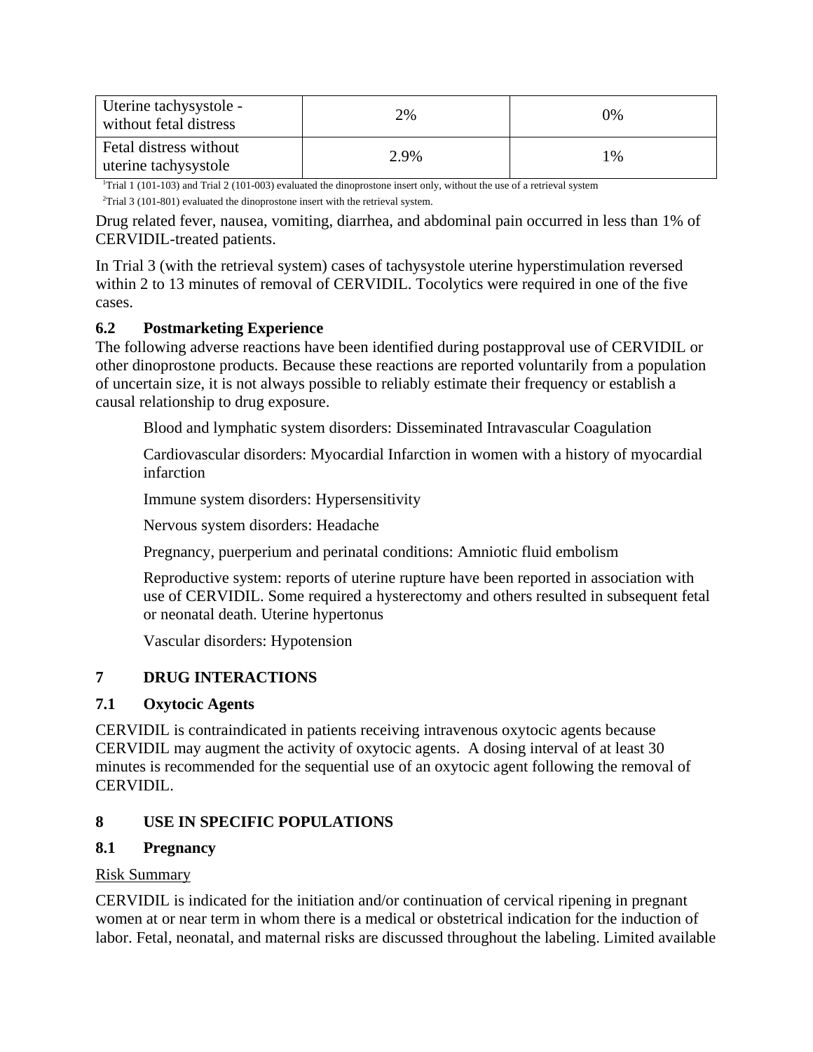| Uterine tachysystole - without fetal distress | 2% | 0% |
|---|---|---|
| Fetal distress without uterine tachysystole | 2.9% | 1% |

[1]Trial 1 (101-103) and Trial 2 (101-003) evaluated the dinoprostone insert only, without the use of a retrieval system

[2]Trial 3 (101-801) evaluated the dinoprostone insert with the retrieval system.

Drug related fever, nausea, vomiting, diarrhea, and abdominal pain occurred in less than 1% of CERVIDIL-treated patients.

In Trial 3 (with the retrieval system) cases of tachysystole uterine hyperstimulation reversed within 2 to 13 minutes of removal of CERVIDIL. Tocolytics were required in one of the five cases.

### 6.2 Postmarketing Experience

The following adverse reactions have been identified during postapproval use of CERVIDIL or other dinoprostone products. Because these reactions are reported voluntarily from a population of uncertain size, it is not always possible to reliably estimate their frequency or establish a causal relationship to drug exposure.

Blood and lymphatic system disorders: Disseminated Intravascular Coagulation

Cardiovascular disorders: Myocardial Infarction in women with a history of myocardial infarction

Immune system disorders: Hypersensitivity

Nervous system disorders: Headache

Pregnancy, puerperium and perinatal conditions: Amniotic fluid embolism

Reproductive system: reports of uterine rupture have been reported in association with use of CERVIDIL. Some required a hysterectomy and others resulted in subsequent fetal or neonatal death. Uterine hypertonus

Vascular disorders: Hypotension

## 7 DRUG INTERACTIONS

### 7.1 Oxytocic Agents

CERVIDIL is contraindicated in patients receiving intravenous oxytocic agents because CERVIDIL may augment the activity of oxytocic agents. A dosing interval of at least 30 minutes is recommended for the sequential use of an oxytocic agent following the removal of CERVIDIL.

## 8 USE IN SPECIFIC POPULATIONS

### 8.1 Pregnancy

Risk Summary

CERVIDIL is indicated for the initiation and/or continuation of cervical ripening in pregnant women at or near term in whom there is a medical or obstetrical indication for the induction of labor. Fetal, neonatal, and maternal risks are discussed throughout the labeling. Limited available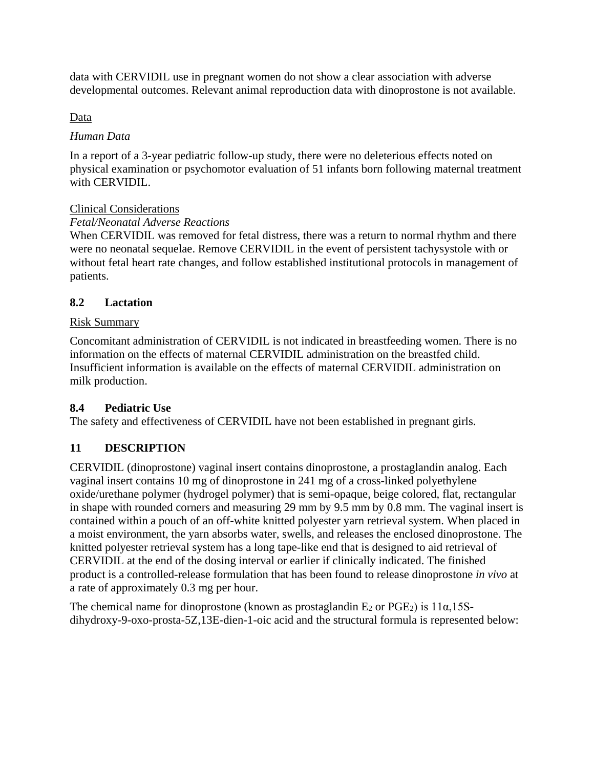data with CERVIDIL use in pregnant women do not show a clear association with adverse developmental outcomes. Relevant animal reproduction data with dinoprostone is not available.

Data

*Human Data*

In a report of a 3-year pediatric follow-up study, there were no deleterious effects noted on physical examination or psychomotor evaluation of 51 infants born following maternal treatment with CERVIDIL.

Clinical Considerations

*Fetal/Neonatal Adverse Reactions*

When CERVIDIL was removed for fetal distress, there was a return to normal rhythm and there were no neonatal sequelae. Remove CERVIDIL in the event of persistent tachysystole with or without fetal heart rate changes, and follow established institutional protocols in management of patients.

## 8.2 Lactation

Risk Summary

Concomitant administration of CERVIDIL is not indicated in breastfeeding women. There is no information on the effects of maternal CERVIDIL administration on the breastfed child. Insufficient information is available on the effects of maternal CERVIDIL administration on milk production.

## 8.4 Pediatric Use

The safety and effectiveness of CERVIDIL have not been established in pregnant girls.

# 11 DESCRIPTION

CERVIDIL (dinoprostone) vaginal insert contains dinoprostone, a prostaglandin analog. Each vaginal insert contains 10 mg of dinoprostone in 241 mg of a cross-linked polyethylene oxide/urethane polymer (hydrogel polymer) that is semi-opaque, beige colored, flat, rectangular in shape with rounded corners and measuring 29 mm by 9.5 mm by 0.8 mm. The vaginal insert is contained within a pouch of an off-white knitted polyester yarn retrieval system. When placed in a moist environment, the yarn absorbs water, swells, and releases the enclosed dinoprostone. The knitted polyester retrieval system has a long tape-like end that is designed to aid retrieval of CERVIDIL at the end of the dosing interval or earlier if clinically indicated. The finished product is a controlled-release formulation that has been found to release dinoprostone *in vivo* at a rate of approximately 0.3 mg per hour.

The chemical name for dinoprostone (known as prostaglandin $E_2$ or $PGE_2$) is 11α,15S-dihydroxy-9-oxo-prosta-5Z,13E-dien-1-oic acid and the structural formula is represented below: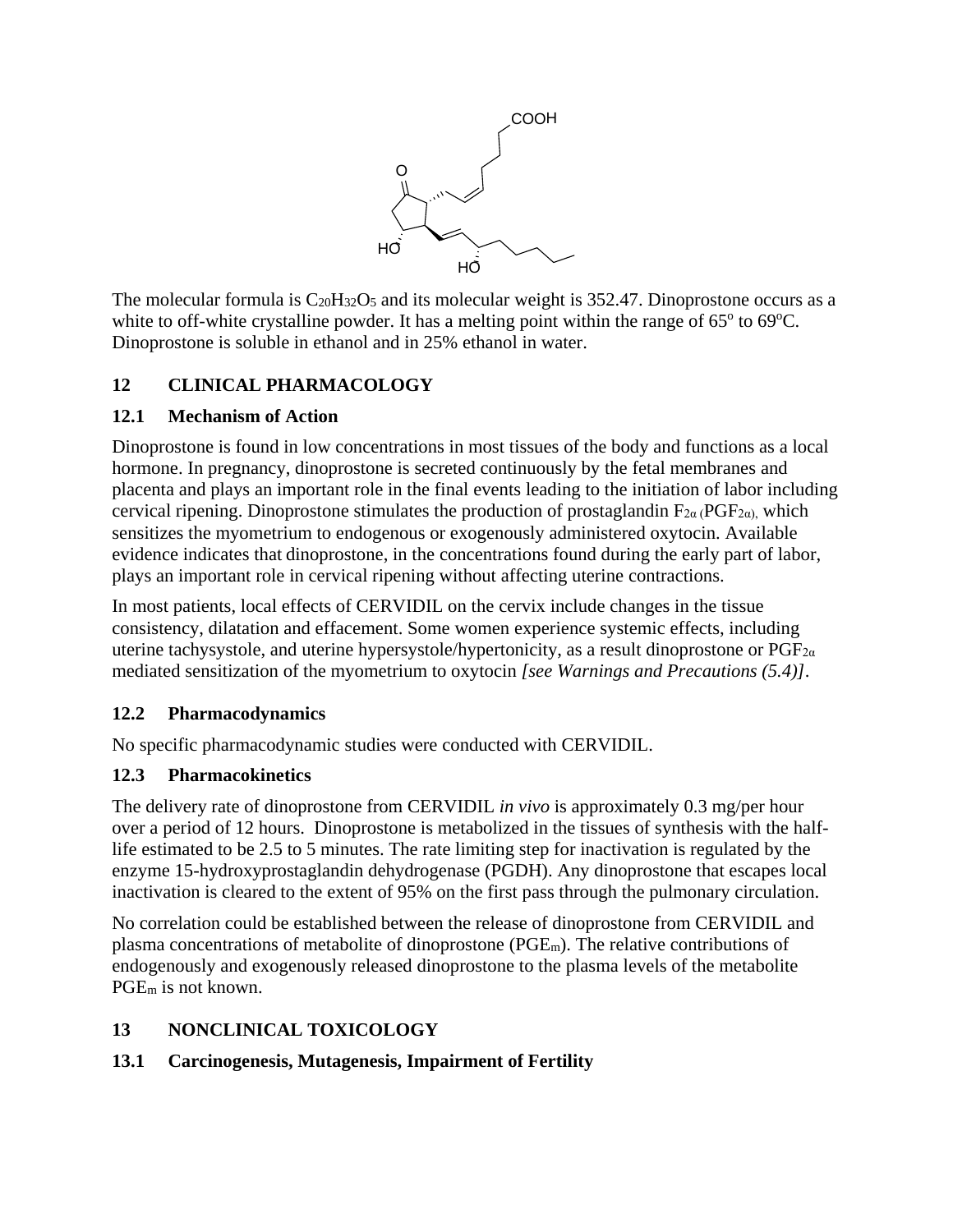The molecular formula is $C_{20}H_{32}O_5$ and its molecular weight is 352.47. Dinoprostone occurs as a white to off-white crystalline powder. It has a melting point within the range of 65$^o$ to 69$^o$C. Dinoprostone is soluble in ethanol and in 25% ethanol in water.

## 12 CLINICAL PHARMACOLOGY

### 12.1 Mechanism of Action

Dinoprostone is found in low concentrations in most tissues of the body and functions as a local hormone. In pregnancy, dinoprostone is secreted continuously by the fetal membranes and placenta and plays an important role in the final events leading to the initiation of labor including cervical ripening. Dinoprostone stimulates the production of prostaglandin $F_{2\alpha}$ ($PGF_{2\alpha}$), which sensitizes the myometrium to endogenous or exogenously administered oxytocin. Available evidence indicates that dinoprostone, in the concentrations found during the early part of labor, plays an important role in cervical ripening without affecting uterine contractions.

In most patients, local effects of CERVIDIL on the cervix include changes in the tissue consistency, dilatation and effacement. Some women experience systemic effects, including uterine tachysystole, and uterine hypersystole/hypertonicity, as a result dinoprostone or $PGF_{2\alpha}$ mediated sensitization of the myometrium to oxytocin *[see Warnings and Precautions (5.4)]*.

### 12.2 Pharmacodynamics

No specific pharmacodynamic studies were conducted with CERVIDIL.

### 12.3 Pharmacokinetics

The delivery rate of dinoprostone from CERVIDIL *in vivo* is approximately 0.3 mg/per hour over a period of 12 hours. Dinoprostone is metabolized in the tissues of synthesis with the half-life estimated to be 2.5 to 5 minutes. The rate limiting step for inactivation is regulated by the enzyme 15-hydroxyprostaglandin dehydrogenase (PGDH). Any dinoprostone that escapes local inactivation is cleared to the extent of 95% on the first pass through the pulmonary circulation.

No correlation could be established between the release of dinoprostone from CERVIDIL and plasma concentrations of metabolite of dinoprostone ($PGE_m$). The relative contributions of endogenously and exogenously released dinoprostone to the plasma levels of the metabolite $PGE_m$ is not known.

## 13 NONCLINICAL TOXICOLOGY

### 13.1 Carcinogenesis, Mutagenesis, Impairment of Fertility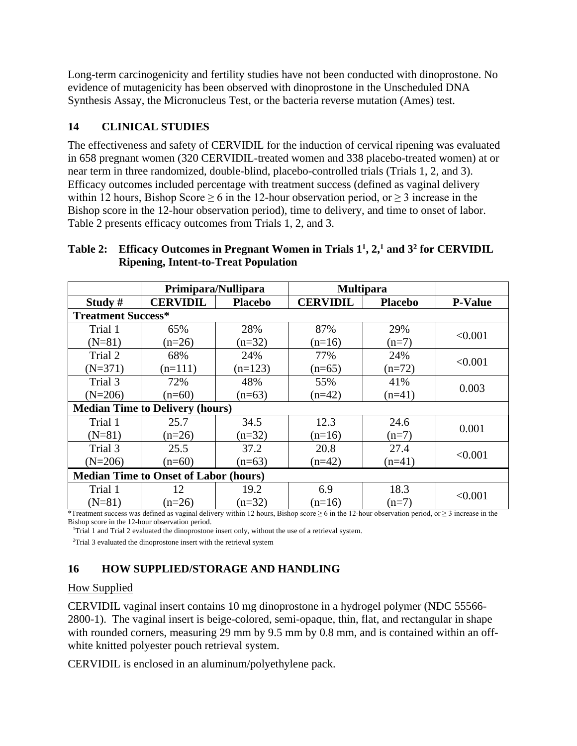Long-term carcinogenicity and fertility studies have not been conducted with dinoprostone. No evidence of mutagenicity has been observed with dinoprostone in the Unscheduled DNA Synthesis Assay, the Micronucleus Test, or the bacteria reverse mutation (Ames) test.

## 14 CLINICAL STUDIES

The effectiveness and safety of CERVIDIL for the induction of cervical ripening was evaluated in 658 pregnant women (320 CERVIDIL-treated women and 338 placebo-treated women) at or near term in three randomized, double-blind, placebo-controlled trials (Trials 1, 2, and 3). Efficacy outcomes included percentage with treatment success (defined as vaginal delivery within 12 hours, Bishop Score ≥ 6 in the 12-hour observation period, or ≥ 3 increase in the Bishop score in the 12-hour observation period), time to delivery, and time to onset of labor. Table 2 presents efficacy outcomes from Trials 1, 2, and 3.

**Table 2: Efficacy Outcomes in Pregnant Women in Trials 1[1], 2,[1] and 3[2] for CERVIDIL Ripening, Intent-to-Treat Population**

| | Primipara/Nullipara | | Multipara | | |
|---|---|---|---|---|---|
| **Study #** | **CERVIDIL** | **Placebo** | **CERVIDIL** | **Placebo** | **P-Value** |
| **Treatment Success*** | | | | | |
| Trial 1 (N=81) | 65% (n=26) | 28% (n=32) | 87% (n=16) | 29% (n=7) | <0.001 |
| Trial 2 (N=371) | 68% (n=111) | 24% (n=123) | 77% (n=65) | 24% (n=72) | <0.001 |
| Trial 3 (N=206) | 72% (n=60) | 48% (n=63) | 55% (n=42) | 41% (n=41) | 0.003 |
| **Median Time to Delivery (hours)** | | | | | |
| Trial 1 (N=81) | 25.7 (n=26) | 34.5 (n=32) | 12.3 (n=16) | 24.6 (n=7) | 0.001 |
| Trial 3 (N=206) | 25.5 (n=60) | 37.2 (n=63) | 20.8 (n=42) | 27.4 (n=41) | <0.001 |
| **Median Time to Onset of Labor (hours)** | | | | | |
| Trial 1 (N=81) | 12 (n=26) | 19.2 (n=32) | 6.9 (n=16) | 18.3 (n=7) | <0.001 |

*Treatment success was defined as vaginal delivery within 12 hours, Bishop score ≥ 6 in the 12-hour observation period, or ≥ 3 increase in the Bishop score in the 12-hour observation period.

[1]Trial 1 and Trial 2 evaluated the dinoprostone insert only, without the use of a retrieval system.

[2]Trial 3 evaluated the dinoprostone insert with the retrieval system

## 16 HOW SUPPLIED/STORAGE AND HANDLING

How Supplied

CERVIDIL vaginal insert contains 10 mg dinoprostone in a hydrogel polymer (NDC 55566-2800-1). The vaginal insert is beige-colored, semi-opaque, thin, flat, and rectangular in shape with rounded corners, measuring 29 mm by 9.5 mm by 0.8 mm, and is contained within an off-white knitted polyester pouch retrieval system.

CERVIDIL is enclosed in an aluminum/polyethylene pack.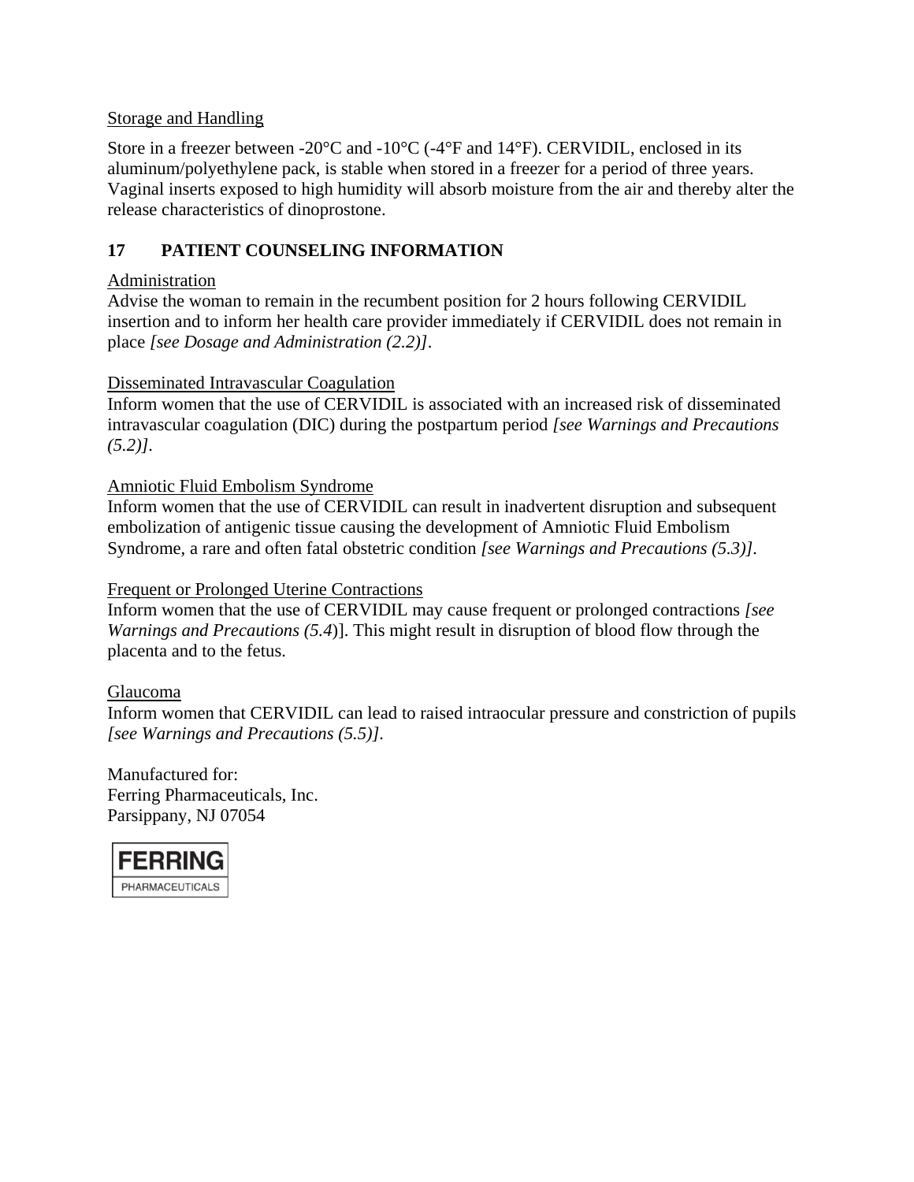Storage and Handling

Store in a freezer between -20°C and -10°C (-4°F and 14°F). CERVIDIL, enclosed in its aluminum/polyethylene pack, is stable when stored in a freezer for a period of three years. Vaginal inserts exposed to high humidity will absorb moisture from the air and thereby alter the release characteristics of dinoprostone.

## 17 PATIENT COUNSELING INFORMATION

Administration

Advise the woman to remain in the recumbent position for 2 hours following CERVIDIL insertion and to inform her health care provider immediately if CERVIDIL does not remain in place *[see Dosage and Administration (2.2)]*.

Disseminated Intravascular Coagulation

Inform women that the use of CERVIDIL is associated with an increased risk of disseminated intravascular coagulation (DIC) during the postpartum period *[see Warnings and Precautions (5.2)]*.

Amniotic Fluid Embolism Syndrome

Inform women that the use of CERVIDIL can result in inadvertent disruption and subsequent embolization of antigenic tissue causing the development of Amniotic Fluid Embolism Syndrome, a rare and often fatal obstetric condition *[see Warnings and Precautions (5.3)]*.

Frequent or Prolonged Uterine Contractions

Inform women that the use of CERVIDIL may cause frequent or prolonged contractions *[see Warnings and Precautions (5.4)]*. This might result in disruption of blood flow through the placenta and to the fetus.

Glaucoma

Inform women that CERVIDIL can lead to raised intraocular pressure and constriction of pupils *[see Warnings and Precautions (5.5)]*.

Manufactured for:
Ferring Pharmaceuticals, Inc.
Parsippany, NJ 07054

FERRING
PHARMACEUTICALS